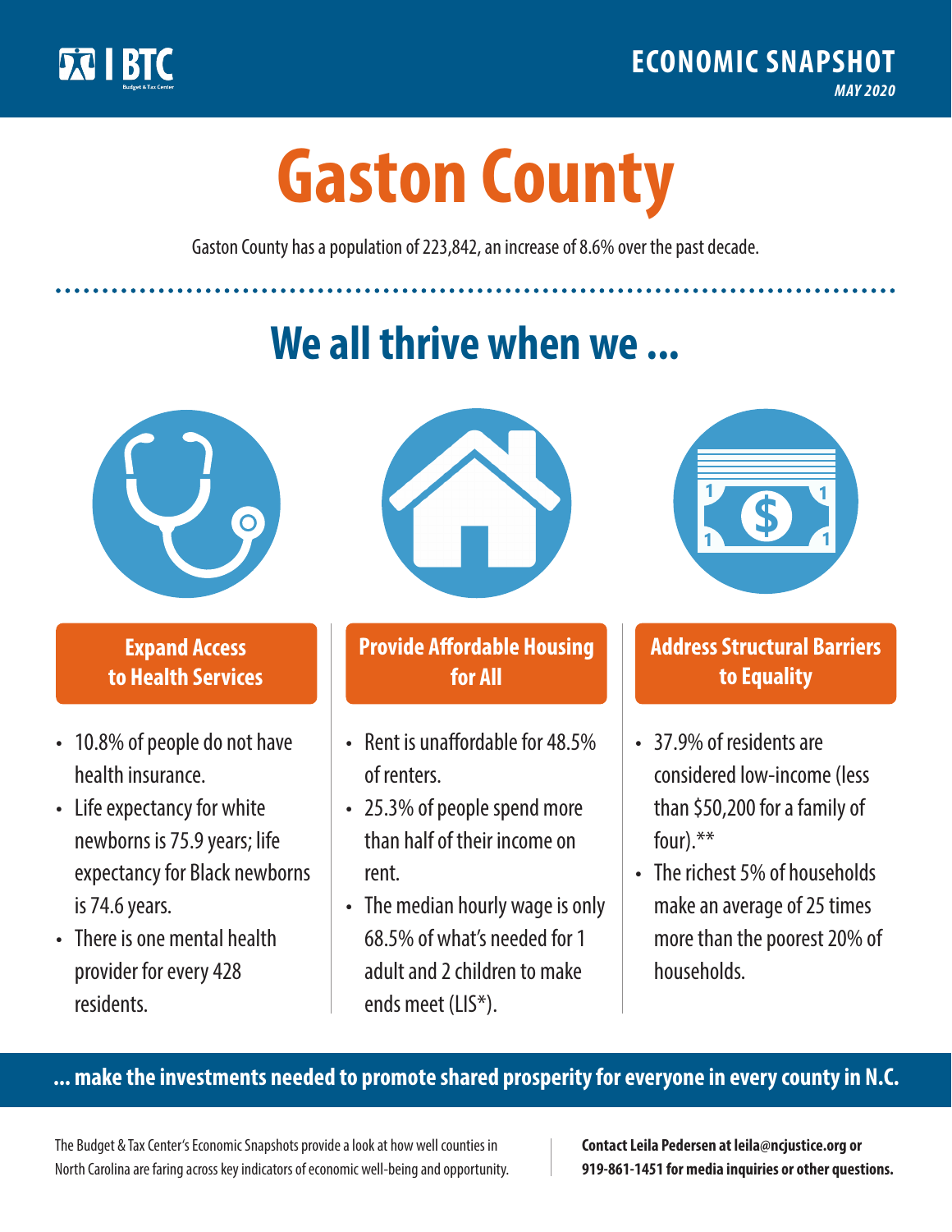BTC Budget & Tax Center

**ECONOMIC SNAPSHOT**
*MAY 2020*

# Gaston County

Gaston County has a population of 223,842, an increase of 8.6% over the past decade.

## We all thrive when we ...

### Expand Access to Health Services

- 10.8% of people do not have health insurance.
- Life expectancy for white newborns is 75.9 years; life expectancy for Black newborns is 74.6 years.
- There is one mental health provider for every 428 residents.

### Provide Affordable Housing for All

- Rent is unaffordable for 48.5% of renters.
- 25.3% of people spend more than half of their income on rent.
- The median hourly wage is only 68.5% of what's needed for 1 adult and 2 children to make ends meet (LIS*).

### Address Structural Barriers to Equality

- 37.9% of residents are considered low-income (less than $50,200 for a family of four).**
- The richest 5% of households make an average of 25 times more than the poorest 20% of households.

**... make the investments needed to promote shared prosperity for everyone in every county in N.C.**

The Budget & Tax Center's Economic Snapshots provide a look at how well counties in North Carolina are faring across key indicators of economic well-being and opportunity.

**Contact Leila Pedersen at leila@ncjustice.org or 919-861-1451 for media inquiries or other questions.**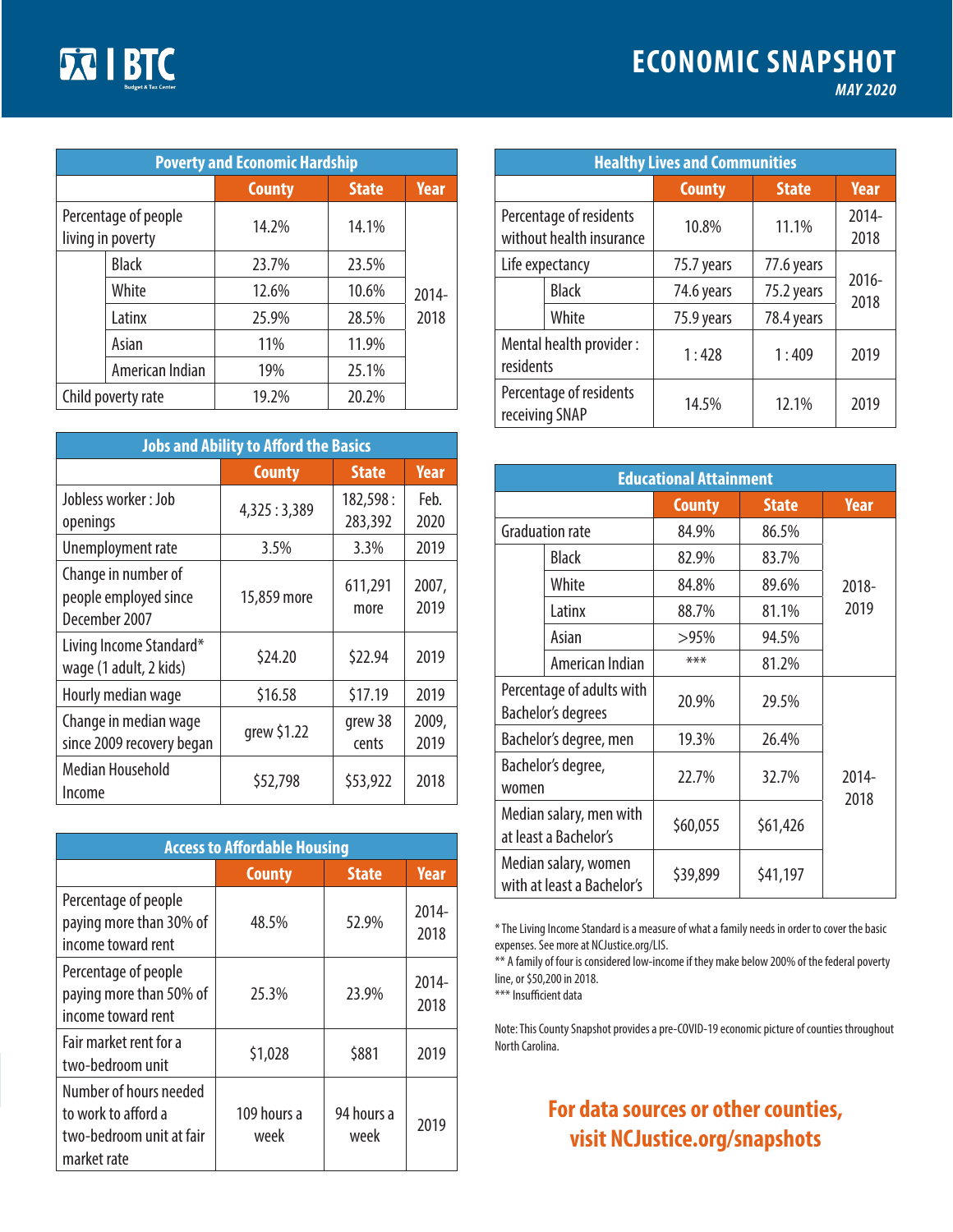BTC Budget & Tax Center

# ECONOMIC SNAPSHOT

*MAY 2020*

| Poverty and Economic Hardship | | County | State | Year |
|---|---|---|---|---|
| Percentage of people living in poverty | | 14.2% | 14.1% | 2014-2018 |
| | Black | 23.7% | 23.5% | |
| | White | 12.6% | 10.6% | |
| | Latinx | 25.9% | 28.5% | |
| | Asian | 11% | 11.9% | |
| | American Indian | 19% | 25.1% | |
| Child poverty rate | | 19.2% | 20.2% | |

| Jobs and Ability to Afford the Basics | County | State | Year |
|---|---|---|---|
| Jobless worker : Job openings | 4,325 : 3,389 | 182,598 : 283,392 | Feb. 2020 |
| Unemployment rate | 3.5% | 3.3% | 2019 |
| Change in number of people employed since December 2007 | 15,859 more | 611,291 more | 2007, 2019 |
| Living Income Standard* wage (1 adult, 2 kids) | $24.20 | $22.94 | 2019 |
| Hourly median wage | $16.58 | $17.19 | 2019 |
| Change in median wage since 2009 recovery began | grew $1.22 | grew 38 cents | 2009, 2019 |
| Median Household Income | $52,798 | $53,922 | 2018 |

| Access to Affordable Housing | County | State | Year |
|---|---|---|---|
| Percentage of people paying more than 30% of income toward rent | 48.5% | 52.9% | 2014-2018 |
| Percentage of people paying more than 50% of income toward rent | 25.3% | 23.9% | 2014-2018 |
| Fair market rent for a two-bedroom unit | $1,028 | $881 | 2019 |
| Number of hours needed to work to afford a two-bedroom unit at fair market rate | 109 hours a week | 94 hours a week | 2019 |

| Healthy Lives and Communities | | County | State | Year |
|---|---|---|---|---|
| Percentage of residents without health insurance | | 10.8% | 11.1% | 2014-2018 |
| Life expectancy | | 75.7 years | 77.6 years | 2016-2018 |
| | Black | 74.6 years | 75.2 years | |
| | White | 75.9 years | 78.4 years | |
| Mental health provider : residents | | 1 : 428 | 1 : 409 | 2019 |
| Percentage of residents receiving SNAP | | 14.5% | 12.1% | 2019 |

| Educational Attainment | | County | State | Year |
|---|---|---|---|---|
| Graduation rate | | 84.9% | 86.5% | 2018-2019 |
| | Black | 82.9% | 83.7% | |
| | White | 84.8% | 89.6% | |
| | Latinx | 88.7% | 81.1% | |
| | Asian | >95% | 94.5% | |
| | American Indian | *** | 81.2% | |
| Percentage of adults with Bachelor's degrees | | 20.9% | 29.5% | 2014-2018 |
| Bachelor's degree, men | | 19.3% | 26.4% | |
| Bachelor's degree, women | | 22.7% | 32.7% | |
| Median salary, men with at least a Bachelor's | | $60,055 | $61,426 | |
| Median salary, women with at least a Bachelor's | | $39,899 | $41,197 | |

* The Living Income Standard is a measure of what a family needs in order to cover the basic expenses. See more at NCJustice.org/LIS.

** A family of four is considered low-income if they make below 200% of the federal poverty line, or $50,200 in 2018.

*** Insufficient data

Note: This County Snapshot provides a pre-COVID-19 economic picture of counties throughout North Carolina.

**For data sources or other counties, visit NCJustice.org/snapshots**